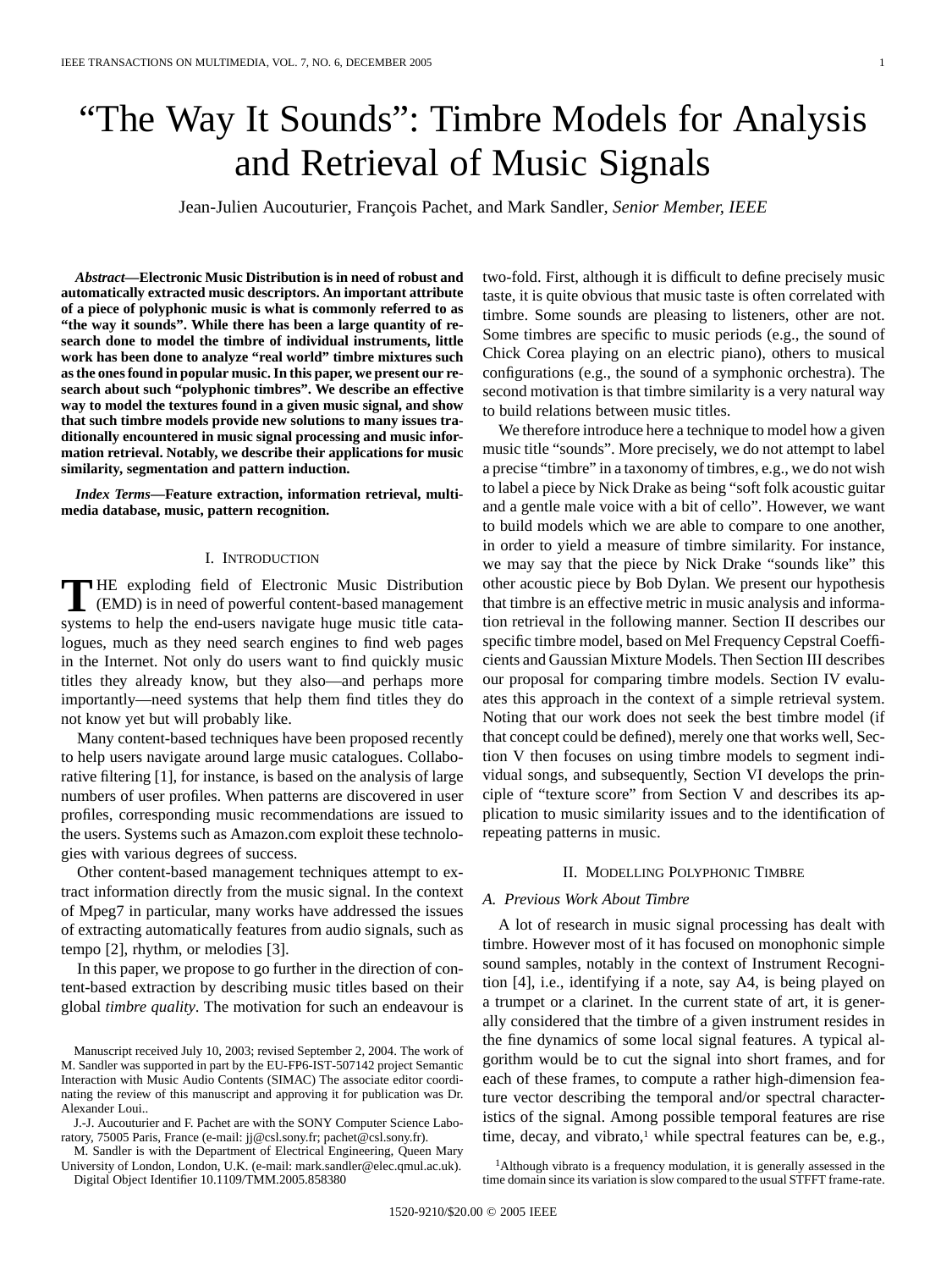# "The Way It Sounds": Timbre Models for Analysis and Retrieval of Music Signals

Jean-Julien Aucouturier, François Pachet, and Mark Sandler, *Senior Member, IEEE*

***Abstract*—Electronic Music Distribution is in need of robust and automatically extracted music descriptors. An important attribute of a piece of polyphonic music is what is commonly referred to as "the way it sounds". While there has been a large quantity of research done to model the timbre of individual instruments, little work has been done to analyze "real world" timbre mixtures such as the ones found in popular music. In this paper, we present our research about such "polyphonic timbres". We describe an effective way to model the textures found in a given music signal, and show that such timbre models provide new solutions to many issues traditionally encountered in music signal processing and music information retrieval. Notably, we describe their applications for music similarity, segmentation and pattern induction.**

***Index Terms*—Feature extraction, information retrieval, multimedia database, music, pattern recognition.**

## I. Introduction

The exploding field of Electronic Music Distribution (EMD) is in need of powerful content-based management systems to help the end-users navigate huge music title catalogues, much as they need search engines to find web pages in the Internet. Not only do users want to find quickly music titles they already know, but they also—and perhaps more importantly—need systems that help them find titles they do not know yet but will probably like.

Many content-based techniques have been proposed recently to help users navigate around large music catalogues. Collaborative filtering [1], for instance, is based on the analysis of large numbers of user profiles. When patterns are discovered in user profiles, corresponding music recommendations are issued to the users. Systems such as Amazon.com exploit these technologies with various degrees of success.

Other content-based management techniques attempt to extract information directly from the music signal. In the context of Mpeg7 in particular, many works have addressed the issues of extracting automatically features from audio signals, such as tempo [2], rhythm, or melodies [3].

In this paper, we propose to go further in the direction of content-based extraction by describing music titles based on their global *timbre quality*. The motivation for such an endeavour is two-fold. First, although it is difficult to define precisely music taste, it is quite obvious that music taste is often correlated with timbre. Some sounds are pleasing to listeners, other are not. Some timbres are specific to music periods (e.g., the sound of Chick Corea playing on an electric piano), others to musical configurations (e.g., the sound of a symphonic orchestra). The second motivation is that timbre similarity is a very natural way to build relations between music titles.

We therefore introduce here a technique to model how a given music title "sounds". More precisely, we do not attempt to label a precise "timbre" in a taxonomy of timbres, e.g., we do not wish to label a piece by Nick Drake as being "soft folk acoustic guitar and a gentle male voice with a bit of cello". However, we want to build models which we are able to compare to one another, in order to yield a measure of timbre similarity. For instance, we may say that the piece by Nick Drake "sounds like" this other acoustic piece by Bob Dylan. We present our hypothesis that timbre is an effective metric in music analysis and information retrieval in the following manner. Section II describes our specific timbre model, based on Mel Frequency Cepstral Coefficients and Gaussian Mixture Models. Then Section III describes our proposal for comparing timbre models. Section IV evaluates this approach in the context of a simple retrieval system. Noting that our work does not seek the best timbre model (if that concept could be defined), merely one that works well, Section V then focuses on using timbre models to segment individual songs, and subsequently, Section VI develops the principle of "texture score" from Section V and describes its application to music similarity issues and to the identification of repeating patterns in music.

## II. Modelling Polyphonic Timbre

### A. Previous Work About Timbre

A lot of research in music signal processing has dealt with timbre. However most of it has focused on monophonic simple sound samples, notably in the context of Instrument Recognition [4], i.e., identifying if a note, say A4, is being played on a trumpet or a clarinet. In the current state of art, it is generally considered that the timbre of a given instrument resides in the fine dynamics of some local signal features. A typical algorithm would be to cut the signal into short frames, and for each of these frames, to compute a rather high-dimension feature vector describing the temporal and/or spectral characteristics of the signal. Among possible temporal features are rise time, decay, and vibrato,[1] while spectral features can be, e.g.,

[1] Although vibrato is a frequency modulation, it is generally assessed in the time domain since its variation is slow compared to the usual STFFT frame-rate.

Manuscript received July 10, 2003; revised September 2, 2004. The work of M. Sandler was supported in part by the EU-FP6-IST-507142 project Semantic Interaction with Music Audio Contents (SIMAC) The associate editor coordinating the review of this manuscript and approving it for publication was Dr. Alexander Loui..

J.-J. Aucouturier and F. Pachet are with the SONY Computer Science Laboratory, 75005 Paris, France (e-mail: jj@csl.sony.fr; pachet@csl.sony.fr).

M. Sandler is with the Department of Electrical Engineering, Queen Mary University of London, London, U.K. (e-mail: mark.sandler@elec.qmul.ac.uk).

Digital Object Identifier 10.1109/TMM.2005.858380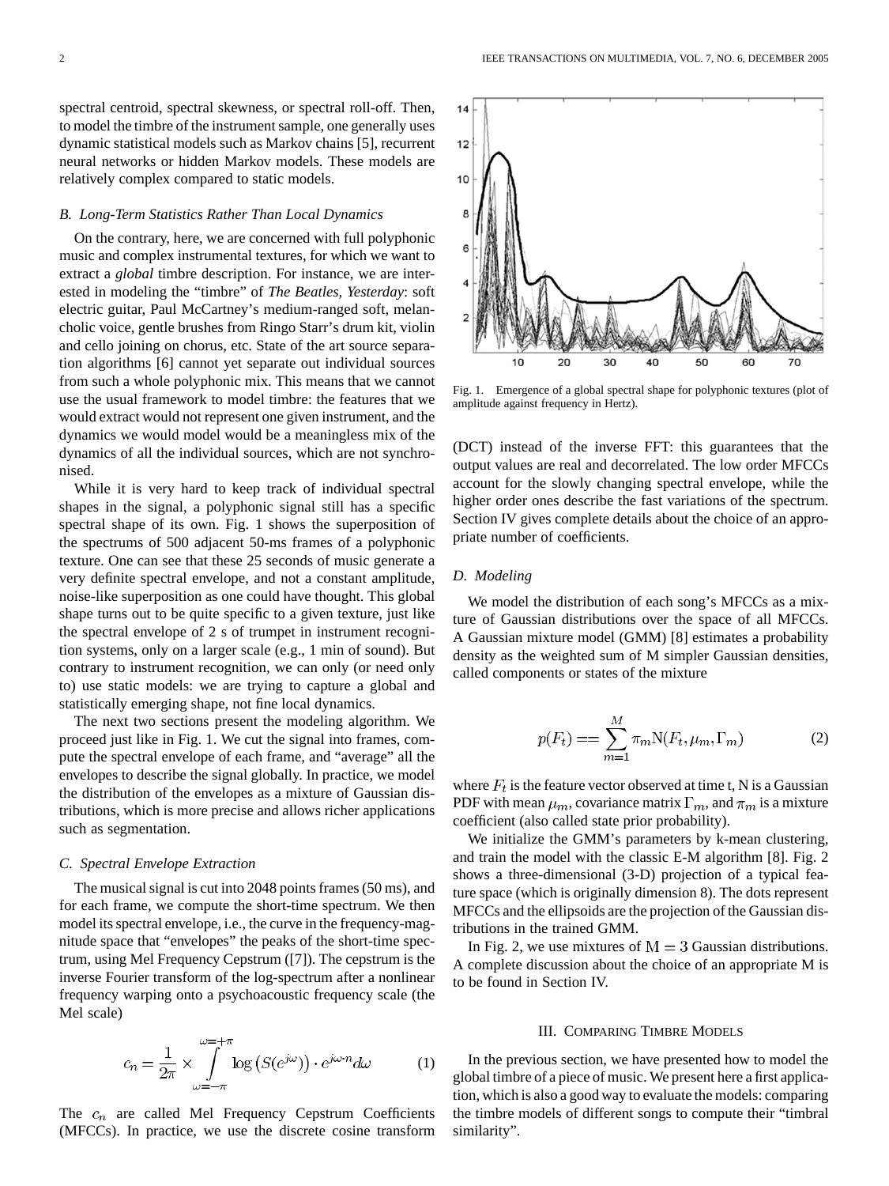spectral centroid, spectral skewness, or spectral roll-off. Then, to model the timbre of the instrument sample, one generally uses dynamic statistical models such as Markov chains [5], recurrent neural networks or hidden Markov models. These models are relatively complex compared to static models.

### *B. Long-Term Statistics Rather Than Local Dynamics*

On the contrary, here, we are concerned with full polyphonic music and complex instrumental textures, for which we want to extract a *global* timbre description. For instance, we are interested in modeling the "timbre" of *The Beatles, Yesterday*: soft electric guitar, Paul McCartney's medium-ranged soft, melancholic voice, gentle brushes from Ringo Starr's drum kit, violin and cello joining on chorus, etc. State of the art source separation algorithms [6] cannot yet separate out individual sources from such a whole polyphonic mix. This means that we cannot use the usual framework to model timbre: the features that we would extract would not represent one given instrument, and the dynamics we would model would be a meaningless mix of the dynamics of all the individual sources, which are not synchronised.

While it is very hard to keep track of individual spectral shapes in the signal, a polyphonic signal still has a specific spectral shape of its own. Fig. 1 shows the superposition of the spectrums of 500 adjacent 50-ms frames of a polyphonic texture. One can see that these 25 seconds of music generate a very definite spectral envelope, and not a constant amplitude, noise-like superposition as one could have thought. This global shape turns out to be quite specific to a given texture, just like the spectral envelope of 2 s of trumpet in instrument recognition systems, only on a larger scale (e.g., 1 min of sound). But contrary to instrument recognition, we can only (or need only to) use static models: we are trying to capture a global and statistically emerging shape, not fine local dynamics.

The next two sections present the modeling algorithm. We proceed just like in Fig. 1. We cut the signal into frames, compute the spectral envelope of each frame, and "average" all the envelopes to describe the signal globally. In practice, we model the distribution of the envelopes as a mixture of Gaussian distributions, which is more precise and allows richer applications such as segmentation.

### *C. Spectral Envelope Extraction*

The musical signal is cut into 2048 points frames (50 ms), and for each frame, we compute the short-time spectrum. We then model its spectral envelope, i.e., the curve in the frequency-magnitude space that "envelopes" the peaks of the short-time spectrum, using Mel Frequency Cepstrum ([7]). The cepstrum is the inverse Fourier transform of the log-spectrum after a nonlinear frequency warping onto a psychoacoustic frequency scale (the Mel scale)

$$c_n = \frac{1}{2\pi} \times \int_{\omega=-\pi}^{\omega=+\pi} \log\left(S(e^{j\omega})\right) \cdot e^{j\omega \cdot n} d\omega \qquad (1)$$

The $c_n$ are called Mel Frequency Cepstrum Coefficients (MFCCs). In practice, we use the discrete cosine transform (DCT) instead of the inverse FFT: this guarantees that the output values are real and decorrelated. The low order MFCCs account for the slowly changing spectral envelope, while the higher order ones describe the fast variations of the spectrum. Section IV gives complete details about the choice of an appropriate number of coefficients.

Fig. 1. Emergence of a global spectral shape for polyphonic textures (plot of amplitude against frequency in Hertz).

### *D. Modeling*

We model the distribution of each song's MFCCs as a mixture of Gaussian distributions over the space of all MFCCs. A Gaussian mixture model (GMM) [8] estimates a probability density as the weighted sum of M simpler Gaussian densities, called components or states of the mixture

$$p(F_t) == \sum_{m=1}^{M} \pi_m \mathrm{N}(F_t, \mu_m, \Gamma_m) \qquad (2)$$

where $F_t$ is the feature vector observed at time t, N is a Gaussian PDF with mean $\mu_m$, covariance matrix $\Gamma_m$, and $\pi_m$ is a mixture coefficient (also called state prior probability).

We initialize the GMM's parameters by k-mean clustering, and train the model with the classic E-M algorithm [8]. Fig. 2 shows a three-dimensional (3-D) projection of a typical feature space (which is originally dimension 8). The dots represent MFCCs and the ellipsoids are the projection of the Gaussian distributions in the trained GMM.

In Fig. 2, we use mixtures of $\mathrm{M} = 3$ Gaussian distributions. A complete discussion about the choice of an appropriate M is to be found in Section IV.

## III. Comparing Timbre Models

In the previous section, we have presented how to model the global timbre of a piece of music. We present here a first application, which is also a good way to evaluate the models: comparing the timbre models of different songs to compute their "timbral similarity".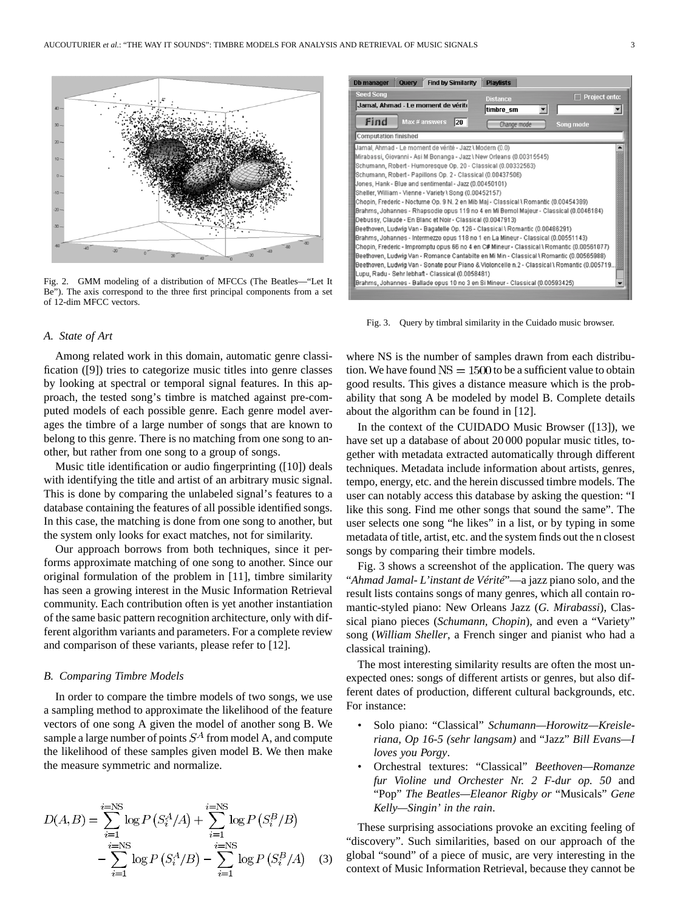Fig. 2. GMM modeling of a distribution of MFCCs (The Beatles—"Let It Be"). The axis correspond to the three first principal components from a set of 12-dim MFCC vectors.

Fig. 3. Query by timbral similarity in the Cuidado music browser.

### A. State of Art

Among related work in this domain, automatic genre classification ([9]) tries to categorize music titles into genre classes by looking at spectral or temporal signal features. In this approach, the tested song's timbre is matched against pre-computed models of each possible genre. Each genre model averages the timbre of a large number of songs that are known to belong to this genre. There is no matching from one song to another, but rather from one song to a group of songs.

Music title identification or audio fingerprinting ([10]) deals with identifying the title and artist of an arbitrary music signal. This is done by comparing the unlabeled signal's features to a database containing the features of all possible identified songs. In this case, the matching is done from one song to another, but the system only looks for exact matches, not for similarity.

Our approach borrows from both techniques, since it performs approximate matching of one song to another. Since our original formulation of the problem in [11], timbre similarity has seen a growing interest in the Music Information Retrieval community. Each contribution often is yet another instantiation of the same basic pattern recognition architecture, only with different algorithm variants and parameters. For a complete review and comparison of these variants, please refer to [12].

### B. Comparing Timbre Models

In order to compare the timbre models of two songs, we use a sampling method to approximate the likelihood of the feature vectors of one song A given the model of another song B. We sample a large number of points $S^A$ from model A, and compute the likelihood of these samples given model B. We then make the measure symmetric and normalize.

$$
\begin{aligned}
D(A,B) = & \sum_{i=1}^{i=\mathrm{NS}} \log P\left(S_i^A/A\right) + \sum_{i=1}^{i=\mathrm{NS}} \log P\left(S_i^B/B\right) \\
& - \sum_{i=1}^{i=\mathrm{NS}} \log P\left(S_i^A/B\right) - \sum_{i=1}^{i=\mathrm{NS}} \log P\left(S_i^B/A\right) \quad (3)
\end{aligned}
$$

where NS is the number of samples drawn from each distribution. We have found $\mathrm{NS} = 1500$ to be a sufficient value to obtain good results. This gives a distance measure which is the probability that song A be modeled by model B. Complete details about the algorithm can be found in [12].

In the context of the CUIDADO Music Browser ([13]), we have set up a database of about 20 000 popular music titles, together with metadata extracted automatically through different techniques. Metadata include information about artists, genres, tempo, energy, etc. and the herein discussed timbre models. The user can notably access this database by asking the question: "I like this song. Find me other songs that sound the same". The user selects one song "he likes" in a list, or by typing in some metadata of title, artist, etc. and the system finds out the n closest songs by comparing their timbre models.

Fig. 3 shows a screenshot of the application. The query was "*Ahmad Jamal- L'instant de Vérité*"—a jazz piano solo, and the result lists contains songs of many genres, which all contain romantic-styled piano: New Orleans Jazz (*G. Mirabassi*), Classical piano pieces (*Schumann, Chopin*), and even a "Variety" song (*William Sheller*, a French singer and pianist who had a classical training).

The most interesting similarity results are often the most unexpected ones: songs of different artists or genres, but also different dates of production, different cultural backgrounds, etc. For instance:

- Solo piano: "Classical" *Schumann—Horowitz—Kreisleriana, Op 16-5 (sehr langsam)* and "Jazz" *Bill Evans—I loves you Porgy*.
- Orchestral textures: "Classical" *Beethoven—Romanze fur Violine und Orchester Nr. 2 F-dur op. 50* and "Pop" *The Beatles—Eleanor Rigby or* "Musicals" *Gene Kelly—Singin' in the rain*.

These surprising associations provoke an exciting feeling of "discovery". Such similarities, based on our approach of the global "sound" of a piece of music, are very interesting in the context of Music Information Retrieval, because they cannot be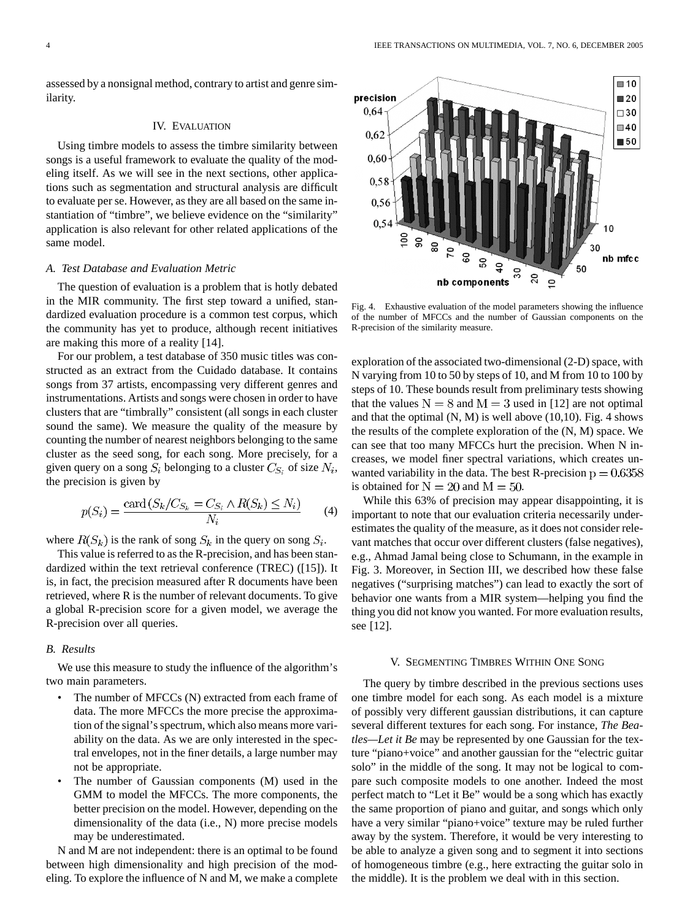assessed by a nonsignal method, contrary to artist and genre similarity.

## IV. Evaluation

Using timbre models to assess the timbre similarity between songs is a useful framework to evaluate the quality of the modeling itself. As we will see in the next sections, other applications such as segmentation and structural analysis are difficult to evaluate per se. However, as they are all based on the same instantiation of "timbre", we believe evidence on the "similarity" application is also relevant for other related applications of the same model.

### *A. Test Database and Evaluation Metric*

The question of evaluation is a problem that is hotly debated in the MIR community. The first step toward a unified, standardized evaluation procedure is a common test corpus, which the community has yet to produce, although recent initiatives are making this more of a reality [14].

For our problem, a test database of 350 music titles was constructed as an extract from the Cuidado database. It contains songs from 37 artists, encompassing very different genres and instrumentations. Artists and songs were chosen in order to have clusters that are "timbrally" consistent (all songs in each cluster sound the same). We measure the quality of the measure by counting the number of nearest neighbors belonging to the same cluster as the seed song, for each song. More precisely, for a given query on a song $S_i$ belonging to a cluster $C_{S_i}$ of size $N_i$, the precision is given by

$$p(S_i) = \frac{\text{card}\,(S_k / C_{S_k} = C_{S_i} \wedge R(S_k) \leq N_i)}{N_i} \qquad (4)$$

where $R(S_k)$ is the rank of song $S_k$ in the query on song $S_i$.

This value is referred to as the R-precision, and has been standardized within the text retrieval conference (TREC) ([15]). It is, in fact, the precision measured after R documents have been retrieved, where R is the number of relevant documents. To give a global R-precision score for a given model, we average the R-precision over all queries.

### *B. Results*

We use this measure to study the influence of the algorithm's two main parameters.

- The number of MFCCs (N) extracted from each frame of data. The more MFCCs the more precise the approximation of the signal's spectrum, which also means more variability on the data. As we are only interested in the spectral envelopes, not in the finer details, a large number may not be appropriate.
- The number of Gaussian components (M) used in the GMM to model the MFCCs. The more components, the better precision on the model. However, depending on the dimensionality of the data (i.e., N) more precise models may be underestimated.

N and M are not independent: there is an optimal to be found between high dimensionality and high precision of the modeling. To explore the influence of N and M, we make a complete exploration of the associated two-dimensional (2-D) space, with N varying from 10 to 50 by steps of 10, and M from 10 to 100 by steps of 10. These bounds result from preliminary tests showing that the values $\mathrm{N} = 8$ and $\mathrm{M} = 3$ used in [12] are not optimal and that the optimal (N, M) is well above (10,10). Fig. 4 shows the results of the complete exploration of the (N, M) space. We can see that too many MFCCs hurt the precision. When N increases, we model finer spectral variations, which creates unwanted variability in the data. The best R-precision $\mathrm{p} = 0.6358$ is obtained for $\mathrm{N} = 20$ and $\mathrm{M} = 50$.

Fig. 4. Exhaustive evaluation of the model parameters showing the influence of the number of MFCCs and the number of Gaussian components on the R-precision of the similarity measure.

While this 63% of precision may appear disappointing, it is important to note that our evaluation criteria necessarily underestimates the quality of the measure, as it does not consider relevant matches that occur over different clusters (false negatives), e.g., Ahmad Jamal being close to Schumann, in the example in Fig. 3. Moreover, in Section III, we described how these false negatives ("surprising matches") can lead to exactly the sort of behavior one wants from a MIR system—helping you find the thing you did not know you wanted. For more evaluation results, see [12].

## V. Segmenting Timbres Within One Song

The query by timbre described in the previous sections uses one timbre model for each song. As each model is a mixture of possibly very different gaussian distributions, it can capture several different textures for each song. For instance, *The Beatles—Let it Be* may be represented by one Gaussian for the texture "piano+voice" and another gaussian for the "electric guitar solo" in the middle of the song. It may not be logical to compare such composite models to one another. Indeed the most perfect match to "Let it Be" would be a song which has exactly the same proportion of piano and guitar, and songs which only have a very similar "piano+voice" texture may be ruled further away by the system. Therefore, it would be very interesting to be able to analyze a given song and to segment it into sections of homogeneous timbre (e.g., here extracting the guitar solo in the middle). It is the problem we deal with in this section.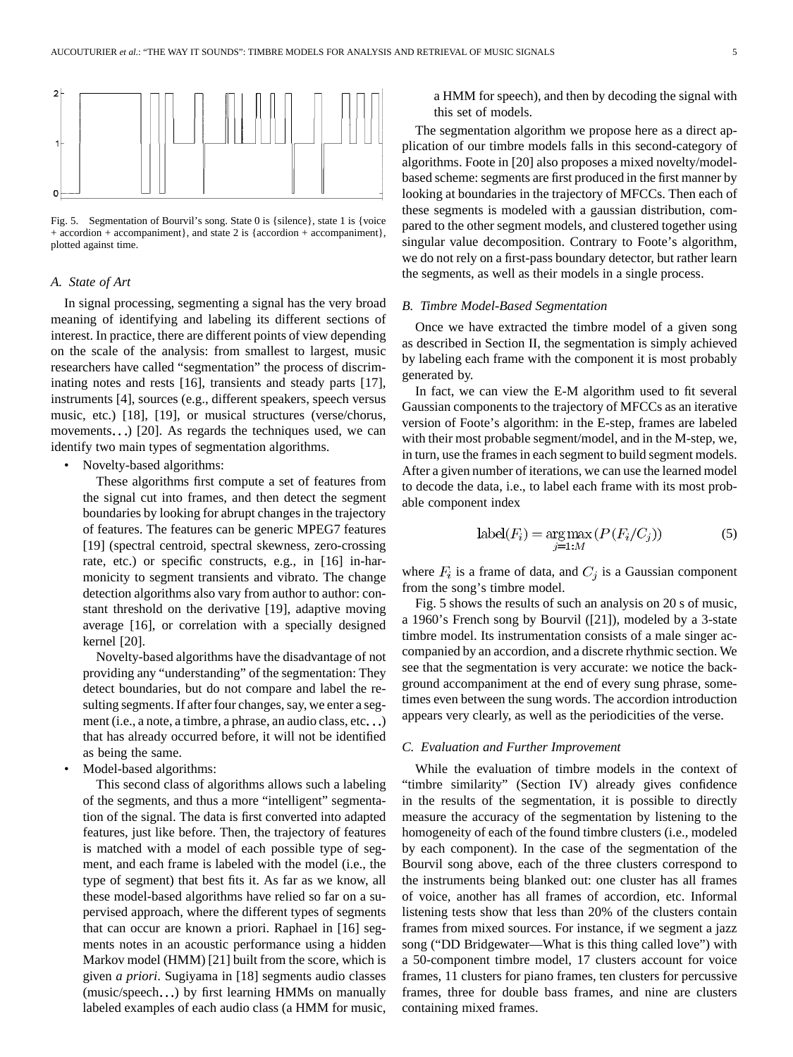Fig. 5. Segmentation of Bourvil's song. State 0 is {silence}, state 1 is {voice + accordion + accompaniment}, and state 2 is {accordion + accompaniment}, plotted against time.

### A. State of Art

In signal processing, segmenting a signal has the very broad meaning of identifying and labeling its different sections of interest. In practice, there are different points of view depending on the scale of the analysis: from smallest to largest, music researchers have called "segmentation" the process of discriminating notes and rests [16], transients and steady parts [17], instruments [4], sources (e.g., different speakers, speech versus music, etc.) [18], [19], or musical structures (verse/chorus, movements...) [20]. As regards the techniques used, we can identify two main types of segmentation algorithms.

- Novelty-based algorithms:

  These algorithms first compute a set of features from the signal cut into frames, and then detect the segment boundaries by looking for abrupt changes in the trajectory of features. The features can be generic MPEG7 features [19] (spectral centroid, spectral skewness, zero-crossing rate, etc.) or specific constructs, e.g., in [16] in-harmonicity to segment transients and vibrato. The change detection algorithms also vary from author to author: constant threshold on the derivative [19], adaptive moving average [16], or correlation with a specially designed kernel [20].

  Novelty-based algorithms have the disadvantage of not providing any "understanding" of the segmentation: They detect boundaries, but do not compare and label the resulting segments. If after four changes, say, we enter a segment (i.e., a note, a timbre, a phrase, an audio class, etc...) that has already occurred before, it will not be identified as being the same.

- Model-based algorithms:

  This second class of algorithms allows such a labeling of the segments, and thus a more "intelligent" segmentation of the signal. The data is first converted into adapted features, just like before. Then, the trajectory of features is matched with a model of each possible type of segment, and each frame is labeled with the model (i.e., the type of segment) that best fits it. As far as we know, all these model-based algorithms have relied so far on a supervised approach, where the different types of segments that can occur are known a priori. Raphael in [16] segments notes in an acoustic performance using a hidden Markov model (HMM) [21] built from the score, which is given *a priori*. Sugiyama in [18] segments audio classes (music/speech...) by first learning HMMs on manually labeled examples of each audio class (a HMM for music, a HMM for speech), and then by decoding the signal with this set of models.

The segmentation algorithm we propose here as a direct application of our timbre models falls in this second-category of algorithms. Foote in [20] also proposes a mixed novelty/model-based scheme: segments are first produced in the first manner by looking at boundaries in the trajectory of MFCCs. Then each of these segments is modeled with a gaussian distribution, compared to the other segment models, and clustered together using singular value decomposition. Contrary to Foote's algorithm, we do not rely on a first-pass boundary detector, but rather learn the segments, as well as their models in a single process.

### B. Timbre Model-Based Segmentation

Once we have extracted the timbre model of a given song as described in Section II, the segmentation is simply achieved by labeling each frame with the component it is most probably generated by.

In fact, we can view the E-M algorithm used to fit several Gaussian components to the trajectory of MFCCs as an iterative version of Foote's algorithm: in the E-step, frames are labeled with their most probable segment/model, and in the M-step, we, in turn, use the frames in each segment to build segment models. After a given number of iterations, we can use the learned model to decode the data, i.e., to label each frame with its most probable component index

$$\text{label}(F_i) = \underset{j=1:M}{\arg\max}\,(P(F_i/C_j)) \tag{5}$$

where $F_i$ is a frame of data, and $C_j$ is a Gaussian component from the song's timbre model.

Fig. 5 shows the results of such an analysis on 20 s of music, a 1960's French song by Bourvil ([21]), modeled by a 3-state timbre model. Its instrumentation consists of a male singer accompanied by an accordion, and a discrete rhythmic section. We see that the segmentation is very accurate: we notice the background accompaniment at the end of every sung phrase, sometimes even between the sung words. The accordion introduction appears very clearly, as well as the periodicities of the verse.

### C. Evaluation and Further Improvement

While the evaluation of timbre models in the context of "timbre similarity" (Section IV) already gives confidence in the results of the segmentation, it is possible to directly measure the accuracy of the segmentation by listening to the homogeneity of each of the found timbre clusters (i.e., modeled by each component). In the case of the segmentation of the Bourvil song above, each of the three clusters correspond to the instruments being blanked out: one cluster has all frames of voice, another has all frames of accordion, etc. Informal listening tests show that less than 20% of the clusters contain frames from mixed sources. For instance, if we segment a jazz song ("DD Bridgewater—What is this thing called love") with a 50-component timbre model, 17 clusters account for voice frames, 11 clusters for piano frames, ten clusters for percussive frames, three for double bass frames, and nine are clusters containing mixed frames.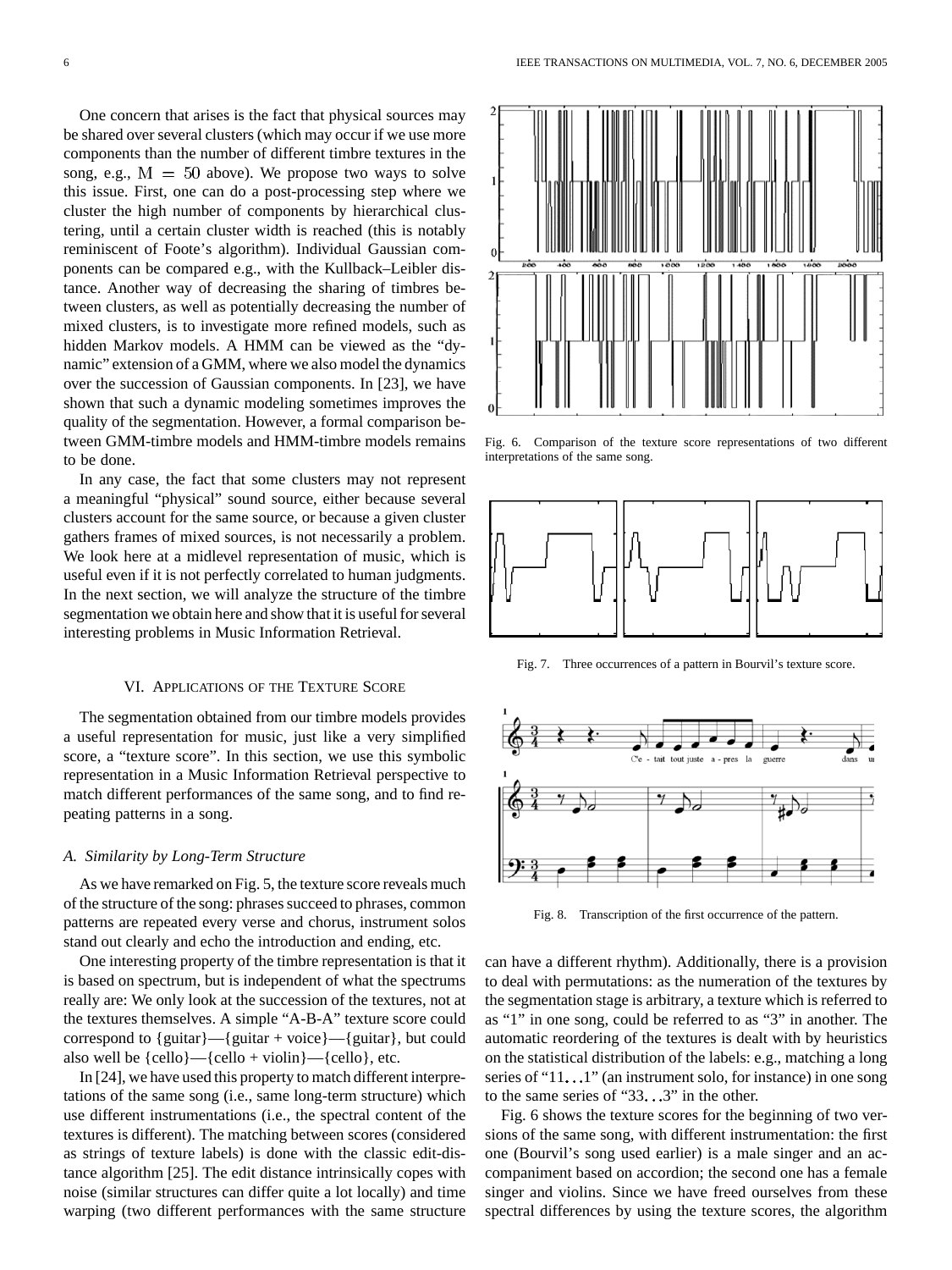One concern that arises is the fact that physical sources may be shared over several clusters (which may occur if we use more components than the number of different timbre textures in the song, e.g., $M = 50$ above). We propose two ways to solve this issue. First, one can do a post-processing step where we cluster the high number of components by hierarchical clustering, until a certain cluster width is reached (this is notably reminiscent of Foote's algorithm). Individual Gaussian components can be compared e.g., with the Kullback–Leibler distance. Another way of decreasing the sharing of timbres between clusters, as well as potentially decreasing the number of mixed clusters, is to investigate more refined models, such as hidden Markov models. A HMM can be viewed as the "dynamic" extension of a GMM, where we also model the dynamics over the succession of Gaussian components. In [23], we have shown that such a dynamic modeling sometimes improves the quality of the segmentation. However, a formal comparison between GMM-timbre models and HMM-timbre models remains to be done.

In any case, the fact that some clusters may not represent a meaningful "physical" sound source, either because several clusters account for the same source, or because a given cluster gathers frames of mixed sources, is not necessarily a problem. We look here at a midlevel representation of music, which is useful even if it is not perfectly correlated to human judgments. In the next section, we will analyze the structure of the timbre segmentation we obtain here and show that it is useful for several interesting problems in Music Information Retrieval.

Fig. 6. Comparison of the texture score representations of two different interpretations of the same song.

Fig. 7. Three occurrences of a pattern in Bourvil's texture score.

Fig. 8. Transcription of the first occurrence of the pattern.

## VI. Applications of the Texture Score

The segmentation obtained from our timbre models provides a useful representation for music, just like a very simplified score, a "texture score". In this section, we use this symbolic representation in a Music Information Retrieval perspective to match different performances of the same song, and to find repeating patterns in a song.

### A. Similarity by Long-Term Structure

As we have remarked on Fig. 5, the texture score reveals much of the structure of the song: phrases succeed to phrases, common patterns are repeated every verse and chorus, instrument solos stand out clearly and echo the introduction and ending, etc.

One interesting property of the timbre representation is that it is based on spectrum, but is independent of what the spectrums really are: We only look at the succession of the textures, not at the textures themselves. A simple "A-B-A" texture score could correspond to {guitar}—{guitar + voice}—{guitar}, but could also well be {cello}—{cello + violin}—{cello}, etc.

In [24], we have used this property to match different interpretations of the same song (i.e., same long-term structure) which use different instrumentations (i.e., the spectral content of the textures is different). The matching between scores (considered as strings of texture labels) is done with the classic edit-distance algorithm [25]. The edit distance intrinsically copes with noise (similar structures can differ quite a lot locally) and time warping (two different performances with the same structure can have a different rhythm). Additionally, there is a provision to deal with permutations: as the numeration of the textures by the segmentation stage is arbitrary, a texture which is referred to as "1" in one song, could be referred to as "3" in another. The automatic reordering of the textures is dealt with by heuristics on the statistical distribution of the labels: e.g., matching a long series of "11...1" (an instrument solo, for instance) in one song to the same series of "33...3" in the other.

Fig. 6 shows the texture scores for the beginning of two versions of the same song, with different instrumentation: the first one (Bourvil's song used earlier) is a male singer and an accompaniment based on accordion; the second one has a female singer and violins. Since we have freed ourselves from these spectral differences by using the texture scores, the algorithm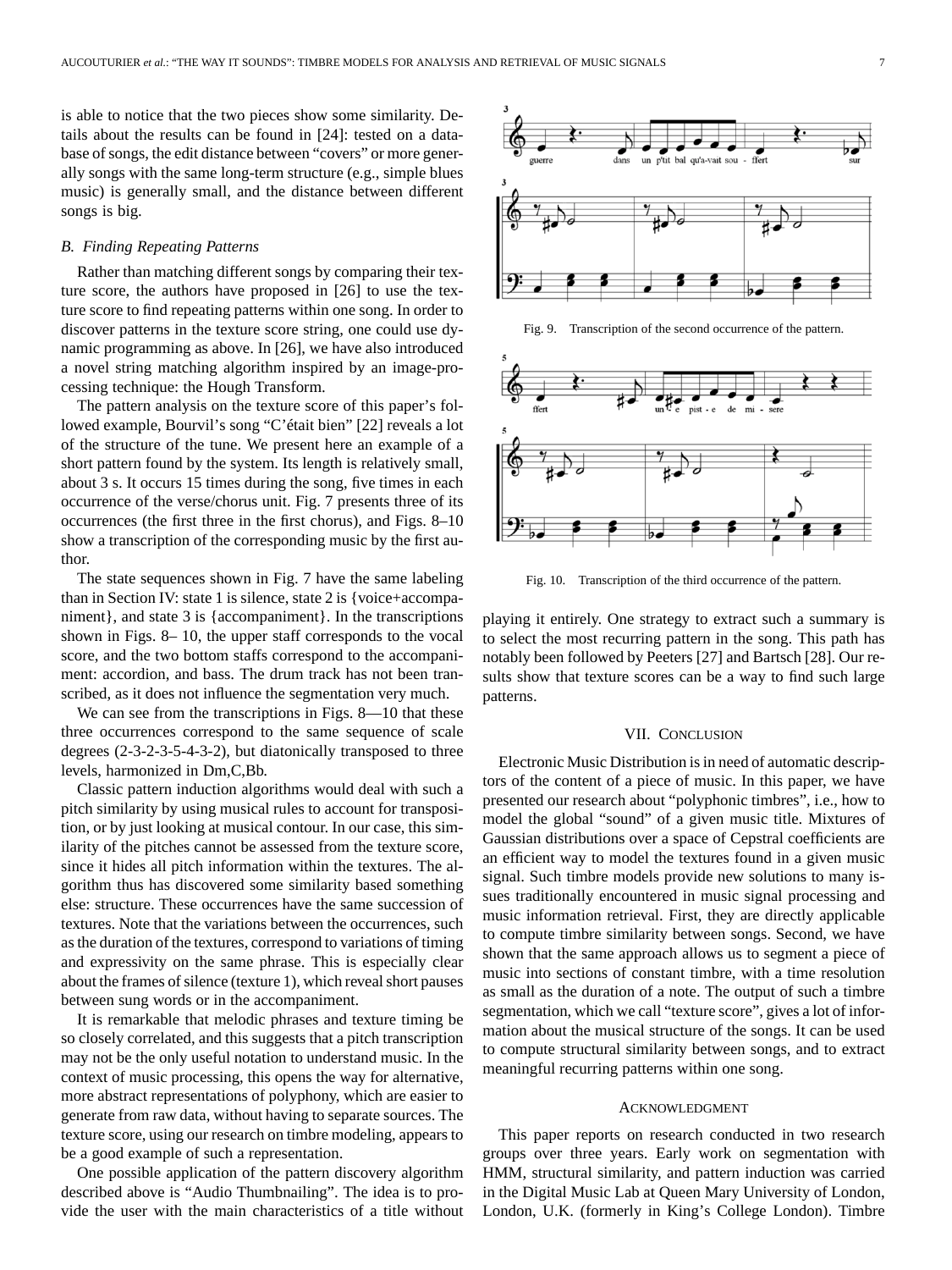is able to notice that the two pieces show some similarity. Details about the results can be found in [24]: tested on a database of songs, the edit distance between "covers" or more generally songs with the same long-term structure (e.g., simple blues music) is generally small, and the distance between different songs is big.

### B. Finding Repeating Patterns

Rather than matching different songs by comparing their texture score, the authors have proposed in [26] to use the texture score to find repeating patterns within one song. In order to discover patterns in the texture score string, one could use dynamic programming as above. In [26], we have also introduced a novel string matching algorithm inspired by an image-processing technique: the Hough Transform.

The pattern analysis on the texture score of this paper's followed example, Bourvil's song "C'était bien" [22] reveals a lot of the structure of the tune. We present here an example of a short pattern found by the system. Its length is relatively small, about 3 s. It occurs 15 times during the song, five times in each occurrence of the verse/chorus unit. Fig. 7 presents three of its occurrences (the first three in the first chorus), and Figs. 8–10 show a transcription of the corresponding music by the first author.

The state sequences shown in Fig. 7 have the same labeling than in Section IV: state 1 is silence, state 2 is {voice+accompaniment}, and state 3 is {accompaniment}. In the transcriptions shown in Figs. 8– 10, the upper staff corresponds to the vocal score, and the two bottom staffs correspond to the accompaniment: accordion, and bass. The drum track has not been transcribed, as it does not influence the segmentation very much.

We can see from the transcriptions in Figs. 8—10 that these three occurrences correspond to the same sequence of scale degrees (2-3-2-3-5-4-3-2), but diatonically transposed to three levels, harmonized in Dm,C,Bb.

Classic pattern induction algorithms would deal with such a pitch similarity by using musical rules to account for transposition, or by just looking at musical contour. In our case, this similarity of the pitches cannot be assessed from the texture score, since it hides all pitch information within the textures. The algorithm thus has discovered some similarity based something else: structure. These occurrences have the same succession of textures. Note that the variations between the occurrences, such as the duration of the textures, correspond to variations of timing and expressivity on the same phrase. This is especially clear about the frames of silence (texture 1), which reveal short pauses between sung words or in the accompaniment.

It is remarkable that melodic phrases and texture timing be so closely correlated, and this suggests that a pitch transcription may not be the only useful notation to understand music. In the context of music processing, this opens the way for alternative, more abstract representations of polyphony, which are easier to generate from raw data, without having to separate sources. The texture score, using our research on timbre modeling, appears to be a good example of such a representation.

One possible application of the pattern discovery algorithm described above is "Audio Thumbnailing". The idea is to provide the user with the main characteristics of a title without playing it entirely. One strategy to extract such a summary is to select the most recurring pattern in the song. This path has notably been followed by Peeters [27] and Bartsch [28]. Our results show that texture scores can be a way to find such large patterns.

Fig. 9. Transcription of the second occurrence of the pattern.

Fig. 10. Transcription of the third occurrence of the pattern.

## VII. Conclusion

Electronic Music Distribution is in need of automatic descriptors of the content of a piece of music. In this paper, we have presented our research about "polyphonic timbres", i.e., how to model the global "sound" of a given music title. Mixtures of Gaussian distributions over a space of Cepstral coefficients are an efficient way to model the textures found in a given music signal. Such timbre models provide new solutions to many issues traditionally encountered in music signal processing and music information retrieval. First, they are directly applicable to compute timbre similarity between songs. Second, we have shown that the same approach allows us to segment a piece of music into sections of constant timbre, with a time resolution as small as the duration of a note. The output of such a timbre segmentation, which we call "texture score", gives a lot of information about the musical structure of the songs. It can be used to compute structural similarity between songs, and to extract meaningful recurring patterns within one song.

## Acknowledgment

This paper reports on research conducted in two research groups over three years. Early work on segmentation with HMM, structural similarity, and pattern induction was carried in the Digital Music Lab at Queen Mary University of London, London, U.K. (formerly in King's College London). Timbre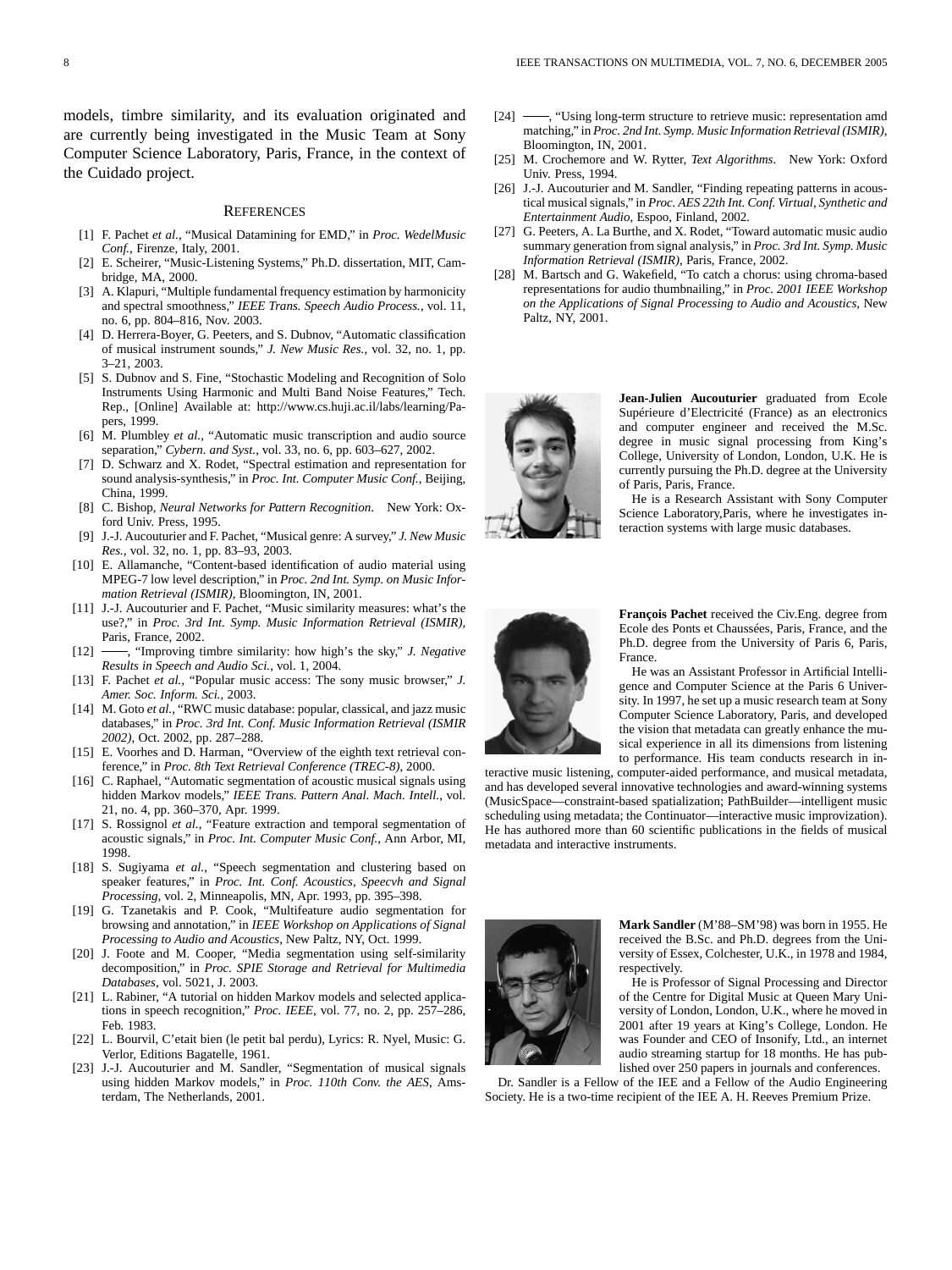models, timbre similarity, and its evaluation originated and are currently being investigated in the Music Team at Sony Computer Science Laboratory, Paris, France, in the context of the Cuidado project.

## References

[1] F. Pachet *et al.*, "Musical Datamining for EMD," in *Proc. WedelMusic Conf.*, Firenze, Italy, 2001.

[2] E. Scheirer, "Music-Listening Systems," Ph.D. dissertation, MIT, Cambridge, MA, 2000.

[3] A. Klapuri, "Multiple fundamental frequency estimation by harmonicity and spectral smoothness," *IEEE Trans. Speech Audio Process.*, vol. 11, no. 6, pp. 804–816, Nov. 2003.

[4] D. Herrera-Boyer, G. Peeters, and S. Dubnov, "Automatic classification of musical instrument sounds," *J. New Music Res.*, vol. 32, no. 1, pp. 3–21, 2003.

[5] S. Dubnov and S. Fine, "Stochastic Modeling and Recognition of Solo Instruments Using Harmonic and Multi Band Noise Features," Tech. Rep., [Online] Available at: http://www.cs.huji.ac.il/labs/learning/Papers, 1999.

[6] M. Plumbley *et al.*, "Automatic music transcription and audio source separation," *Cybern. and Syst.*, vol. 33, no. 6, pp. 603–627, 2002.

[7] D. Schwarz and X. Rodet, "Spectral estimation and representation for sound analysis-synthesis," in *Proc. Int. Computer Music Conf.*, Beijing, China, 1999.

[8] C. Bishop, *Neural Networks for Pattern Recognition*. New York: Oxford Univ. Press, 1995.

[9] J.-J. Aucouturier and F. Pachet, "Musical genre: A survey," *J. New Music Res.*, vol. 32, no. 1, pp. 83–93, 2003.

[10] E. Allamanche, "Content-based identification of audio material using MPEG-7 low level description," in *Proc. 2nd Int. Symp. on Music Information Retrieval (ISMIR)*, Bloomington, IN, 2001.

[11] J.-J. Aucouturier and F. Pachet, "Music similarity measures: what's the use?," in *Proc. 3rd Int. Symp. Music Information Retrieval (ISMIR)*, Paris, France, 2002.

[12] ——, "Improving timbre similarity: how high's the sky," *J. Negative Results in Speech and Audio Sci.*, vol. 1, 2004.

[13] F. Pachet *et al.*, "Popular music access: The sony music browser," *J. Amer. Soc. Inform. Sci.*, 2003.

[14] M. Goto *et al.*, "RWC music database: popular, classical, and jazz music databases," in *Proc. 3rd Int. Conf. Music Information Retrieval (ISMIR 2002)*, Oct. 2002, pp. 287–288.

[15] E. Voorhes and D. Harman, "Overview of the eighth text retrieval conference," in *Proc. 8th Text Retrieval Conference (TREC-8)*, 2000.

[16] C. Raphael, "Automatic segmentation of acoustic musical signals using hidden Markov models," *IEEE Trans. Pattern Anal. Mach. Intell.*, vol. 21, no. 4, pp. 360–370, Apr. 1999.

[17] S. Rossignol *et al.*, "Feature extraction and temporal segmentation of acoustic signals," in *Proc. Int. Computer Music Conf.*, Ann Arbor, MI, 1998.

[18] S. Sugiyama *et al.*, "Speech segmentation and clustering based on speaker features," in *Proc. Int. Conf. Acoustics, Speecvh and Signal Processing*, vol. 2, Minneapolis, MN, Apr. 1993, pp. 395–398.

[19] G. Tzanetakis and P. Cook, "Multifeature audio segmentation for browsing and annotation," in *IEEE Workshop on Applications of Signal Processing to Audio and Acoustics*, New Paltz, NY, Oct. 1999.

[20] J. Foote and M. Cooper, "Media segmentation using self-similarity decomposition," in *Proc. SPIE Storage and Retrieval for Multimedia Databases*, vol. 5021, J. 2003.

[21] L. Rabiner, "A tutorial on hidden Markov models and selected applications in speech recognition," *Proc. IEEE*, vol. 77, no. 2, pp. 257–286, Feb. 1983.

[22] L. Bourvil, C'etait bien (le petit bal perdu), Lyrics: R. Nyel, Music: G. Verlor, Editions Bagatelle, 1961.

[23] J.-J. Aucouturier and M. Sandler, "Segmentation of musical signals using hidden Markov models," in *Proc. 110th Conv. the AES*, Amsterdam, The Netherlands, 2001.

[24] ——, "Using long-term structure to retrieve music: representation amd matching," in *Proc. 2nd Int. Symp. Music Information Retrieval (ISMIR)*, Bloomington, IN, 2001.

[25] M. Crochemore and W. Rytter, *Text Algorithms*. New York: Oxford Univ. Press, 1994.

[26] J.-J. Aucouturier and M. Sandler, "Finding repeating patterns in acoustical musical signals," in *Proc. AES 22th Int. Conf. Virtual, Synthetic and Entertainment Audio*, Espoo, Finland, 2002.

[27] G. Peeters, A. La Burthe, and X. Rodet, "Toward automatic music audio summary generation from signal analysis," in *Proc. 3rd Int. Symp. Music Information Retrieval (ISMIR)*, Paris, France, 2002.

[28] M. Bartsch and G. Wakefield, "To catch a chorus: using chroma-based representations for audio thumbnailing," in *Proc. 2001 IEEE Workshop on the Applications of Signal Processing to Audio and Acoustics*, New Paltz, NY, 2001.

**Jean-Julien Aucouturier** graduated from Ecole Supérieure d'Electricité (France) as an electronics and computer engineer and received the M.Sc. degree in music signal processing from King's College, University of London, London, U.K. He is currently pursuing the Ph.D. degree at the University of Paris, Paris, France.

He is a Research Assistant with Sony Computer Science Laboratory,Paris, where he investigates interaction systems with large music databases.

**François Pachet** received the Civ.Eng. degree from Ecole des Ponts et Chaussées, Paris, France, and the Ph.D. degree from the University of Paris 6, Paris, France.

He was an Assistant Professor in Artificial Intelligence and Computer Science at the Paris 6 University. In 1997, he set up a music research team at Sony Computer Science Laboratory, Paris, and developed the vision that metadata can greatly enhance the musical experience in all its dimensions from listening to performance. His team conducts research in interactive music listening, computer-aided performance, and musical metadata, and has developed several innovative technologies and award-winning systems (MusicSpace—constraint-based spatialization; PathBuilder—intelligent music scheduling using metadata; the Continuator—interactive music improvization). He has authored more than 60 scientific publications in the fields of musical metadata and interactive instruments.

**Mark Sandler** (M'88–SM'98) was born in 1955. He received the B.Sc. and Ph.D. degrees from the University of Essex, Colchester, U.K., in 1978 and 1984, respectively.

He is Professor of Signal Processing and Director of the Centre for Digital Music at Queen Mary University of London, London, U.K., where he moved in 2001 after 19 years at King's College, London. He was Founder and CEO of Insonify, Ltd., an internet audio streaming startup for 18 months. He has published over 250 papers in journals and conferences.

Dr. Sandler is a Fellow of the IEE and a Fellow of the Audio Engineering Society. He is a two-time recipient of the IEE A. H. Reeves Premium Prize.